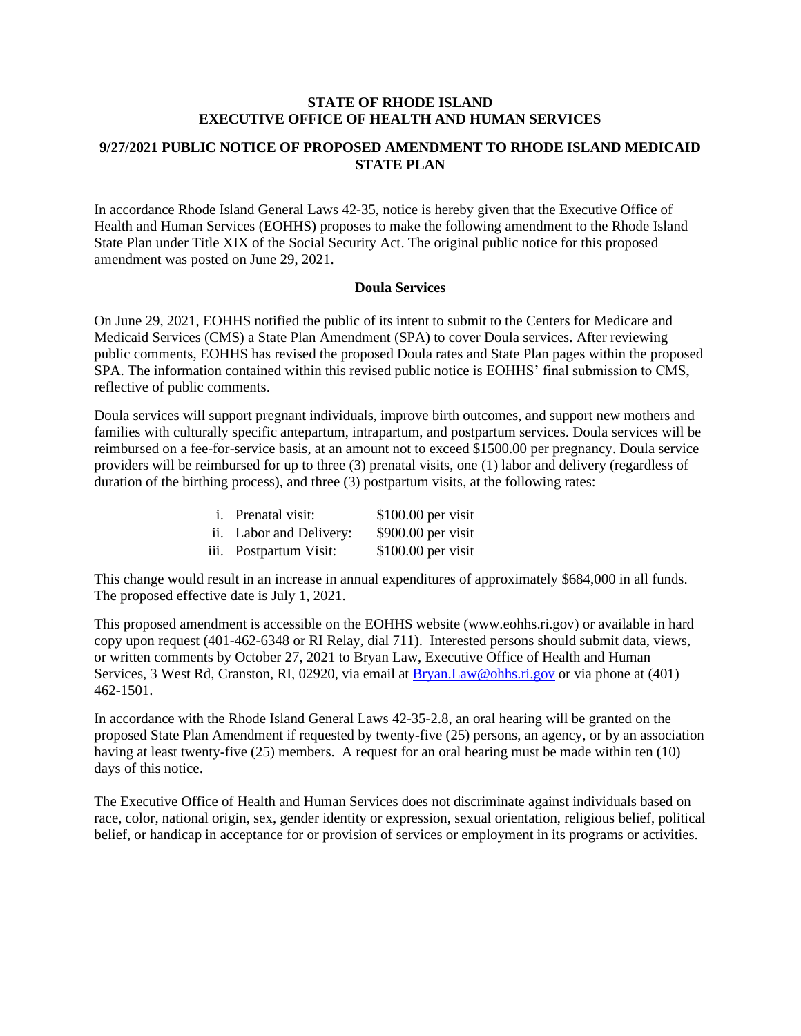**STATE OF RHODE ISLAND**
**EXECUTIVE OFFICE OF HEALTH AND HUMAN SERVICES**

**9/27/2021 PUBLIC NOTICE OF PROPOSED AMENDMENT TO RHODE ISLAND MEDICAID STATE PLAN**

In accordance Rhode Island General Laws 42-35, notice is hereby given that the Executive Office of Health and Human Services (EOHHS) proposes to make the following amendment to the Rhode Island State Plan under Title XIX of the Social Security Act. The original public notice for this proposed amendment was posted on June 29, 2021.

**Doula Services**

On June 29, 2021, EOHHS notified the public of its intent to submit to the Centers for Medicare and Medicaid Services (CMS) a State Plan Amendment (SPA) to cover Doula services. After reviewing public comments, EOHHS has revised the proposed Doula rates and State Plan pages within the proposed SPA. The information contained within this revised public notice is EOHHS' final submission to CMS, reflective of public comments.

Doula services will support pregnant individuals, improve birth outcomes, and support new mothers and families with culturally specific antepartum, intrapartum, and postpartum services. Doula services will be reimbursed on a fee-for-service basis, at an amount not to exceed $1500.00 per pregnancy. Doula service providers will be reimbursed for up to three (3) prenatal visits, one (1) labor and delivery (regardless of duration of the birthing process), and three (3) postpartum visits, at the following rates:

i. Prenatal visit: $100.00 per visit
ii. Labor and Delivery: $900.00 per visit
iii. Postpartum Visit: $100.00 per visit

This change would result in an increase in annual expenditures of approximately $684,000 in all funds. The proposed effective date is July 1, 2021.

This proposed amendment is accessible on the EOHHS website (www.eohhs.ri.gov) or available in hard copy upon request (401-462-6348 or RI Relay, dial 711). Interested persons should submit data, views, or written comments by October 27, 2021 to Bryan Law, Executive Office of Health and Human Services, 3 West Rd, Cranston, RI, 02920, via email at Bryan.Law@ohhs.ri.gov or via phone at (401) 462-1501.

In accordance with the Rhode Island General Laws 42-35-2.8, an oral hearing will be granted on the proposed State Plan Amendment if requested by twenty-five (25) persons, an agency, or by an association having at least twenty-five (25) members. A request for an oral hearing must be made within ten (10) days of this notice.

The Executive Office of Health and Human Services does not discriminate against individuals based on race, color, national origin, sex, gender identity or expression, sexual orientation, religious belief, political belief, or handicap in acceptance for or provision of services or employment in its programs or activities.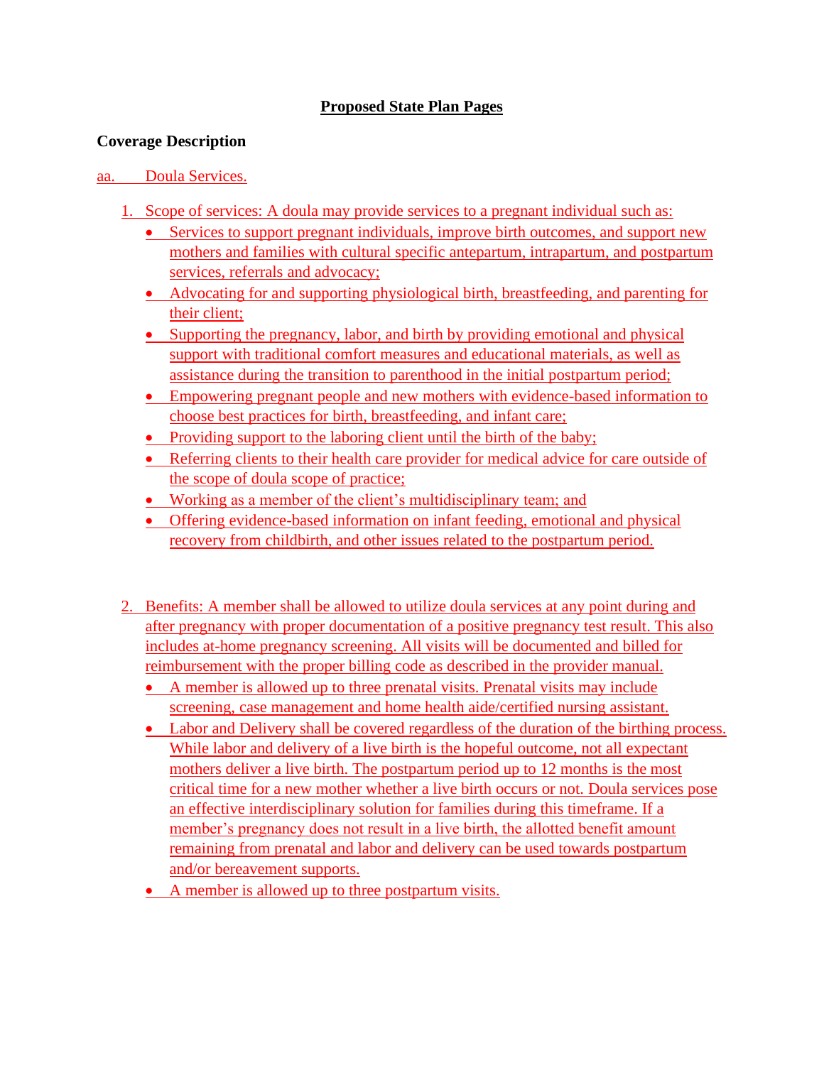## Proposed State Plan Pages

### Coverage Description

aa. Doula Services.

1. Scope of services: A doula may provide services to a pregnant individual such as:
   - Services to support pregnant individuals, improve birth outcomes, and support new mothers and families with cultural specific antepartum, intrapartum, and postpartum services, referrals and advocacy;
   - Advocating for and supporting physiological birth, breastfeeding, and parenting for their client;
   - Supporting the pregnancy, labor, and birth by providing emotional and physical support with traditional comfort measures and educational materials, as well as assistance during the transition to parenthood in the initial postpartum period;
   - Empowering pregnant people and new mothers with evidence-based information to choose best practices for birth, breastfeeding, and infant care;
   - Providing support to the laboring client until the birth of the baby;
   - Referring clients to their health care provider for medical advice for care outside of the scope of doula scope of practice;
   - Working as a member of the client's multidisciplinary team; and
   - Offering evidence-based information on infant feeding, emotional and physical recovery from childbirth, and other issues related to the postpartum period.

2. Benefits: A member shall be allowed to utilize doula services at any point during and after pregnancy with proper documentation of a positive pregnancy test result. This also includes at-home pregnancy screening. All visits will be documented and billed for reimbursement with the proper billing code as described in the provider manual.
   - A member is allowed up to three prenatal visits. Prenatal visits may include screening, case management and home health aide/certified nursing assistant.
   - Labor and Delivery shall be covered regardless of the duration of the birthing process. While labor and delivery of a live birth is the hopeful outcome, not all expectant mothers deliver a live birth. The postpartum period up to 12 months is the most critical time for a new mother whether a live birth occurs or not. Doula services pose an effective interdisciplinary solution for families during this timeframe. If a member's pregnancy does not result in a live birth, the allotted benefit amount remaining from prenatal and labor and delivery can be used towards postpartum and/or bereavement supports.
   - A member is allowed up to three postpartum visits.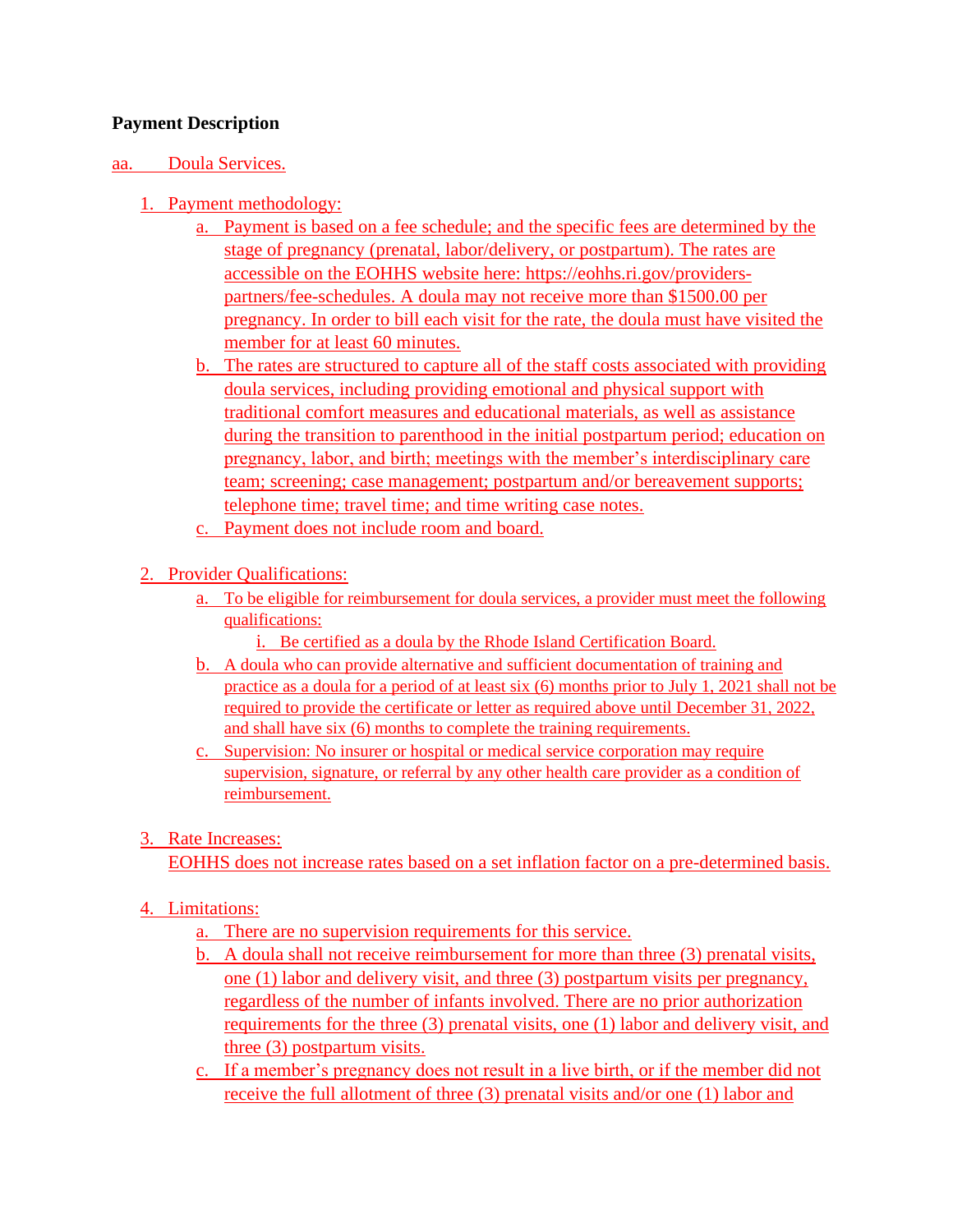**Payment Description**

aa. Doula Services.

1. Payment methodology:
   a. Payment is based on a fee schedule; and the specific fees are determined by the stage of pregnancy (prenatal, labor/delivery, or postpartum). The rates are accessible on the EOHHS website here: https://eohhs.ri.gov/providers-partners/fee-schedules. A doula may not receive more than $1500.00 per pregnancy. In order to bill each visit for the rate, the doula must have visited the member for at least 60 minutes.
   b. The rates are structured to capture all of the staff costs associated with providing doula services, including providing emotional and physical support with traditional comfort measures and educational materials, as well as assistance during the transition to parenthood in the initial postpartum period; education on pregnancy, labor, and birth; meetings with the member's interdisciplinary care team; screening; case management; postpartum and/or bereavement supports; telephone time; travel time; and time writing case notes.
   c. Payment does not include room and board.

2. Provider Qualifications:
   a. To be eligible for reimbursement for doula services, a provider must meet the following qualifications:
      i. Be certified as a doula by the Rhode Island Certification Board.
   b. A doula who can provide alternative and sufficient documentation of training and practice as a doula for a period of at least six (6) months prior to July 1, 2021 shall not be required to provide the certificate or letter as required above until December 31, 2022, and shall have six (6) months to complete the training requirements.
   c. Supervision: No insurer or hospital or medical service corporation may require supervision, signature, or referral by any other health care provider as a condition of reimbursement.

3. Rate Increases:
   EOHHS does not increase rates based on a set inflation factor on a pre-determined basis.

4. Limitations:
   a. There are no supervision requirements for this service.
   b. A doula shall not receive reimbursement for more than three (3) prenatal visits, one (1) labor and delivery visit, and three (3) postpartum visits per pregnancy, regardless of the number of infants involved. There are no prior authorization requirements for the three (3) prenatal visits, one (1) labor and delivery visit, and three (3) postpartum visits.
   c. If a member's pregnancy does not result in a live birth, or if the member did not receive the full allotment of three (3) prenatal visits and/or one (1) labor and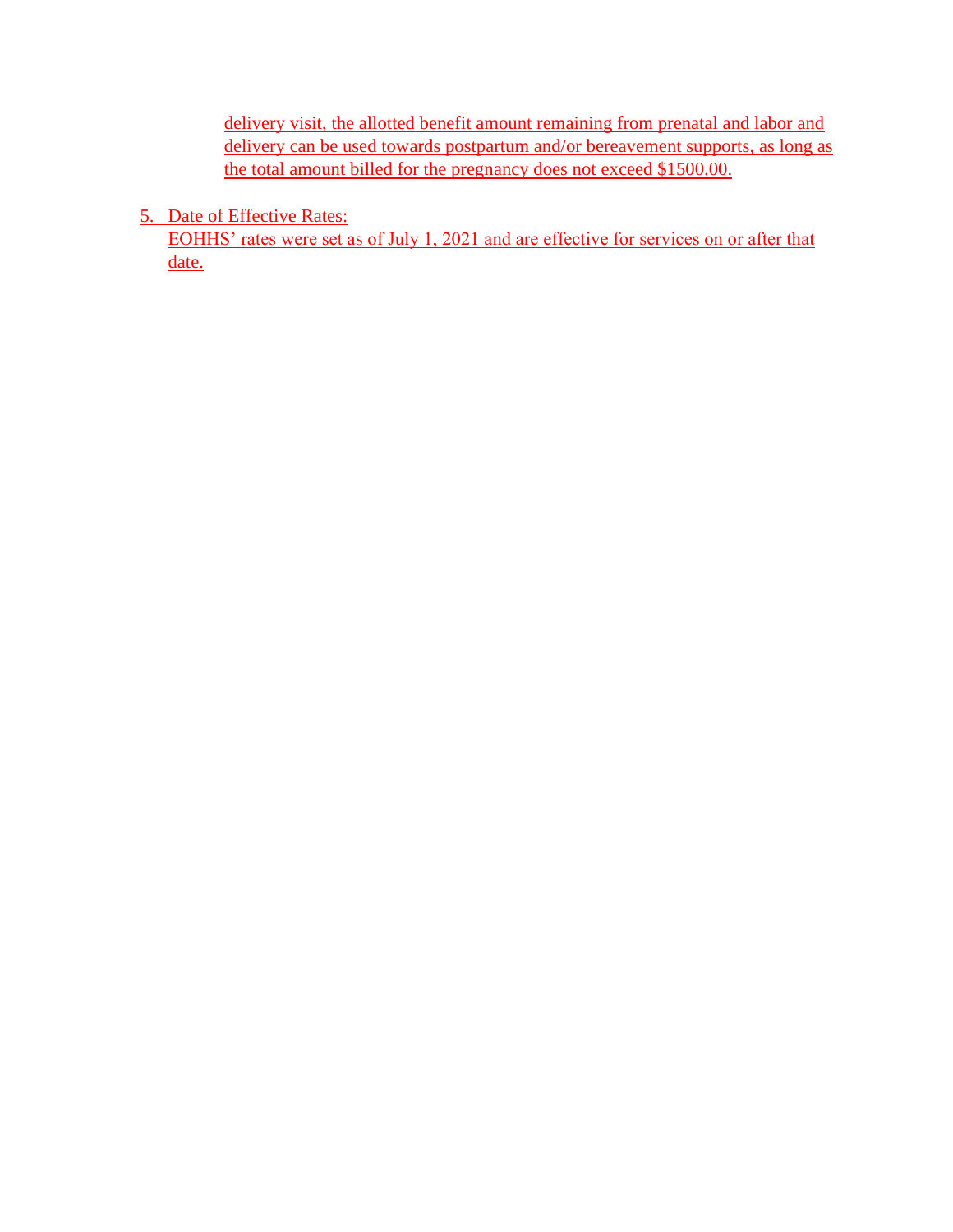delivery visit, the allotted benefit amount remaining from prenatal and labor and delivery can be used towards postpartum and/or bereavement supports, as long as the total amount billed for the pregnancy does not exceed $1500.00.

5. Date of Effective Rates:
   EOHHS' rates were set as of July 1, 2021 and are effective for services on or after that date.